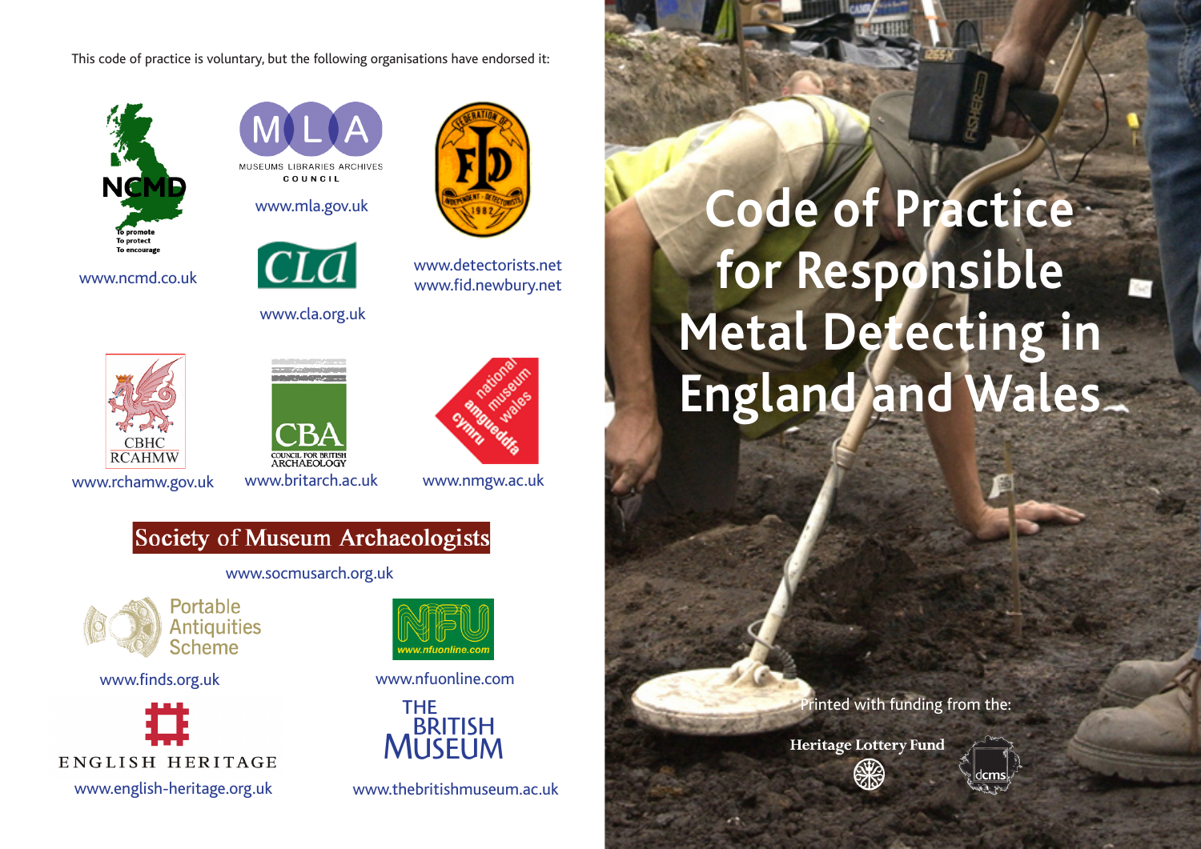This code of practice is voluntary, but the following organisations have endorsed it:

NCMD
To promote
To protect
To encourage

www.ncmd.co.uk

MLA
MUSEUMS LIBRARIES ARCHIVES COUNCIL

www.mla.gov.uk

CLA

www.cla.org.uk

www.detectorists.net
www.fid.newbury.net

CBHC
RCAHMW

www.rcahmw.gov.uk

CBA
COUNCIL FOR BRITISH ARCHAEOLOGY

www.britarch.ac.uk

national museum wales
amgueddfa cymru

www.nmgw.ac.uk

Society of Museum Archaeologists

www.socmusarch.org.uk

Portable Antiquities Scheme

www.finds.org.uk

NFU
www.nfuonline.com

www.nfuonline.com

ENGLISH HERITAGE

www.english-heritage.org.uk

THE BRITISH MUSEUM

www.thebritishmuseum.ac.uk

# Code of Practice for Responsible Metal Detecting in England and Wales

Printed with funding from the:

Heritage Lottery Fund

dcms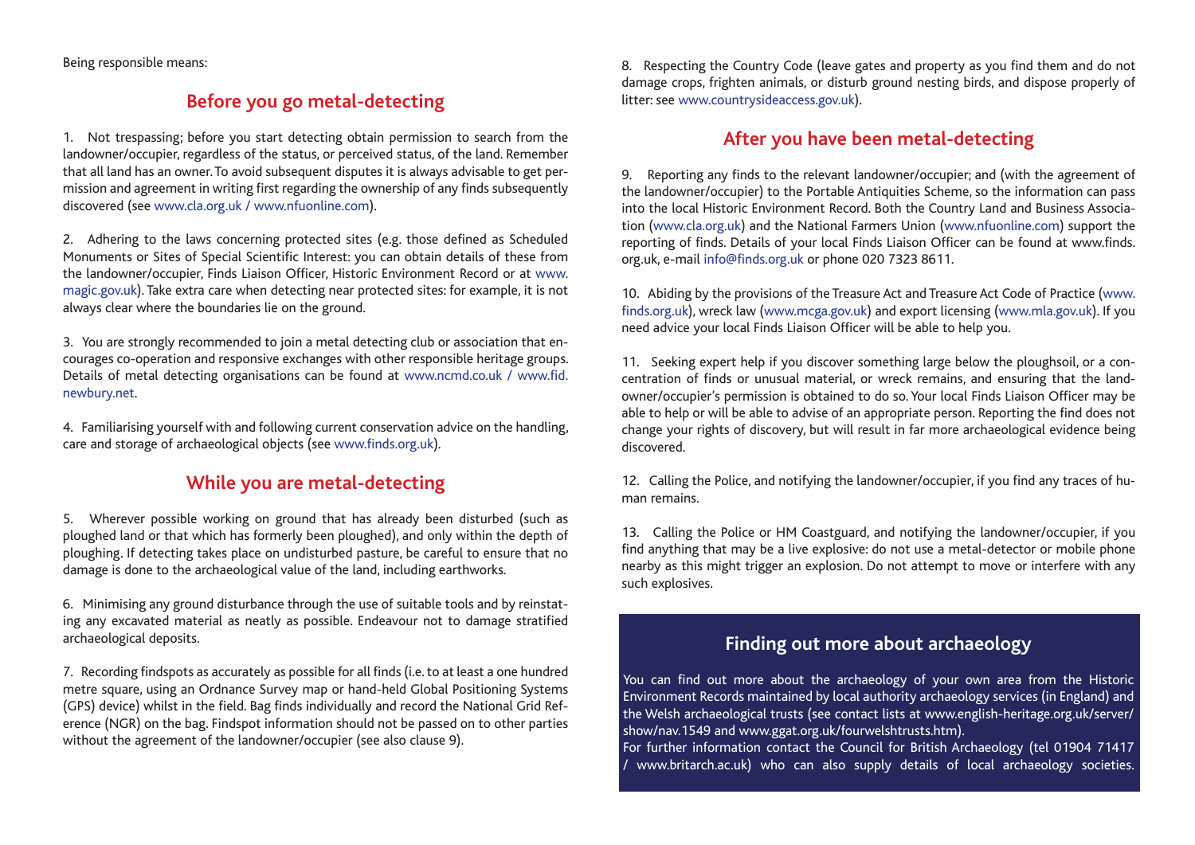Being responsible means:

## Before you go metal-detecting

1. Not trespassing; before you start detecting obtain permission to search from the landowner/occupier, regardless of the status, or perceived status, of the land. Remember that all land has an owner. To avoid subsequent disputes it is always advisable to get permission and agreement in writing first regarding the ownership of any finds subsequently discovered (see www.cla.org.uk / www.nfuonline.com).

2. Adhering to the laws concerning protected sites (e.g. those defined as Scheduled Monuments or Sites of Special Scientific Interest: you can obtain details of these from the landowner/occupier, Finds Liaison Officer, Historic Environment Record or at www.magic.gov.uk). Take extra care when detecting near protected sites: for example, it is not always clear where the boundaries lie on the ground.

3. You are strongly recommended to join a metal detecting club or association that encourages co-operation and responsive exchanges with other responsible heritage groups. Details of metal detecting organisations can be found at www.ncmd.co.uk / www.fid.newbury.net.

4. Familiarising yourself with and following current conservation advice on the handling, care and storage of archaeological objects (see www.finds.org.uk).

## While you are metal-detecting

5. Wherever possible working on ground that has already been disturbed (such as ploughed land or that which has formerly been ploughed), and only within the depth of ploughing. If detecting takes place on undisturbed pasture, be careful to ensure that no damage is done to the archaeological value of the land, including earthworks.

6. Minimising any ground disturbance through the use of suitable tools and by reinstating any excavated material as neatly as possible. Endeavour not to damage stratified archaeological deposits.

7. Recording findspots as accurately as possible for all finds (i.e. to at least a one hundred metre square, using an Ordnance Survey map or hand-held Global Positioning Systems (GPS) device) whilst in the field. Bag finds individually and record the National Grid Reference (NGR) on the bag. Findspot information should not be passed on to other parties without the agreement of the landowner/occupier (see also clause 9).

8. Respecting the Country Code (leave gates and property as you find them and do not damage crops, frighten animals, or disturb ground nesting birds, and dispose properly of litter: see www.countrysideaccess.gov.uk).

## After you have been metal-detecting

9. Reporting any finds to the relevant landowner/occupier; and (with the agreement of the landowner/occupier) to the Portable Antiquities Scheme, so the information can pass into the local Historic Environment Record. Both the Country Land and Business Association (www.cla.org.uk) and the National Farmers Union (www.nfuonline.com) support the reporting of finds. Details of your local Finds Liaison Officer can be found at www.finds.org.uk, e-mail info@finds.org.uk or phone 020 7323 8611.

10. Abiding by the provisions of the Treasure Act and Treasure Act Code of Practice (www.finds.org.uk), wreck law (www.mcga.gov.uk) and export licensing (www.mla.gov.uk). If you need advice your local Finds Liaison Officer will be able to help you.

11. Seeking expert help if you discover something large below the ploughsoil, or a concentration of finds or unusual material, or wreck remains, and ensuring that the landowner/occupier's permission is obtained to do so. Your local Finds Liaison Officer may be able to help or will be able to advise of an appropriate person. Reporting the find does not change your rights of discovery, but will result in far more archaeological evidence being discovered.

12. Calling the Police, and notifying the landowner/occupier, if you find any traces of human remains.

13. Calling the Police or HM Coastguard, and notifying the landowner/occupier, if you find anything that may be a live explosive: do not use a metal-detector or mobile phone nearby as this might trigger an explosion. Do not attempt to move or interfere with any such explosives.

## Finding out more about archaeology

You can find out more about the archaeology of your own area from the Historic Environment Records maintained by local authority archaeology services (in England) and the Welsh archaeological trusts (see contact lists at www.english-heritage.org.uk/server/show/nav.1549 and www.ggat.org.uk/fourwelshtrusts.htm).
For further information contact the Council for British Archaeology (tel 01904 71417 / www.britarch.ac.uk) who can also supply details of local archaeology societies.